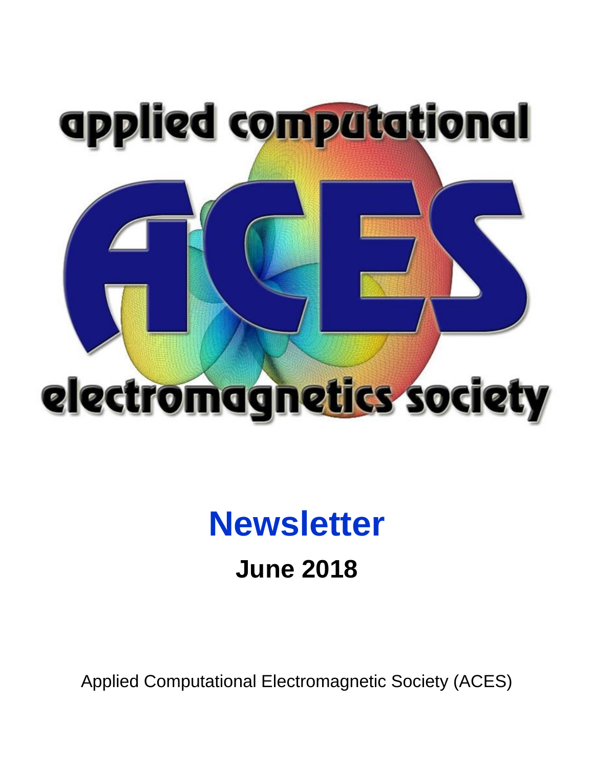applied computational

ACES

electromagnetics society

# Newsletter

## June 2018

Applied Computational Electromagnetic Society (ACES)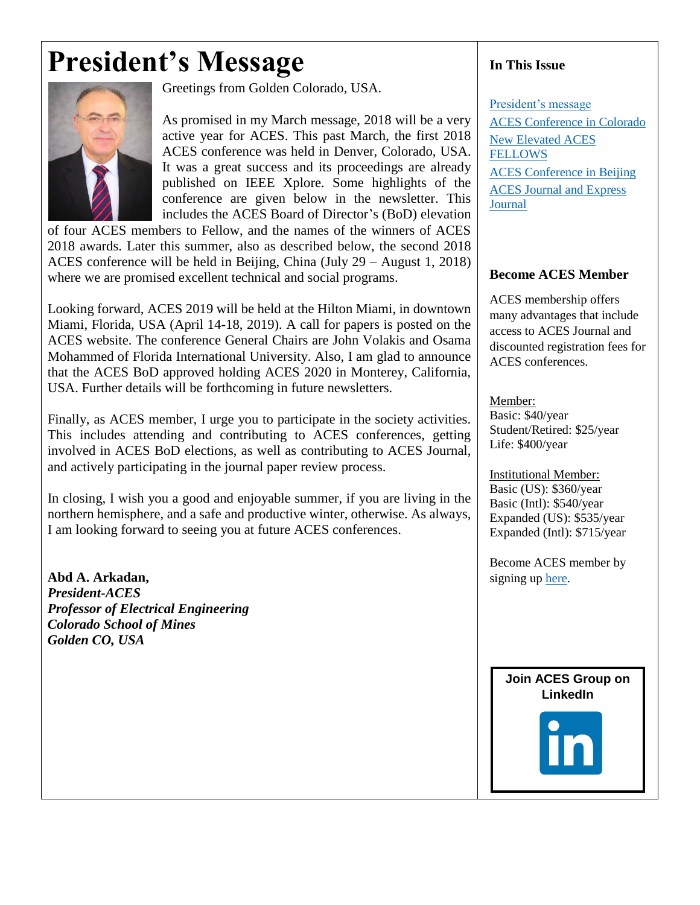# President's Message

Greetings from Golden Colorado, USA.

As promised in my March message, 2018 will be a very active year for ACES. This past March, the first 2018 ACES conference was held in Denver, Colorado, USA. It was a great success and its proceedings are already published on IEEE Xplore. Some highlights of the conference are given below in the newsletter. This includes the ACES Board of Director's (BoD) elevation of four ACES members to Fellow, and the names of the winners of ACES 2018 awards. Later this summer, also as described below, the second 2018 ACES conference will be held in Beijing, China (July 29 – August 1, 2018) where we are promised excellent technical and social programs.

Looking forward, ACES 2019 will be held at the Hilton Miami, in downtown Miami, Florida, USA (April 14-18, 2019). A call for papers is posted on the ACES website. The conference General Chairs are John Volakis and Osama Mohammed of Florida International University. Also, I am glad to announce that the ACES BoD approved holding ACES 2020 in Monterey, California, USA. Further details will be forthcoming in future newsletters.

Finally, as ACES member, I urge you to participate in the society activities. This includes attending and contributing to ACES conferences, getting involved in ACES BoD elections, as well as contributing to ACES Journal, and actively participating in the journal paper review process.

In closing, I wish you a good and enjoyable summer, if you are living in the northern hemisphere, and a safe and productive winter, otherwise. As always, I am looking forward to seeing you at future ACES conferences.

**Abd A. Arkadan,**
***President-ACES***
***Professor of Electrical Engineering***
***Colorado School of Mines***
***Golden CO, USA***

### In This Issue

- President's message
- ACES Conference in Colorado
- New Elevated ACES FELLOWS
- ACES Conference in Beijing
- ACES Journal and Express Journal

### Become ACES Member

ACES membership offers many advantages that include access to ACES Journal and discounted registration fees for ACES conferences.

Member:
Basic: $40/year
Student/Retired: $25/year
Life: $400/year

Institutional Member:
Basic (US): $360/year
Basic (Intl): $540/year
Expanded (US): $535/year
Expanded (Intl): $715/year

Become ACES member by signing up here.

**Join ACES Group on LinkedIn**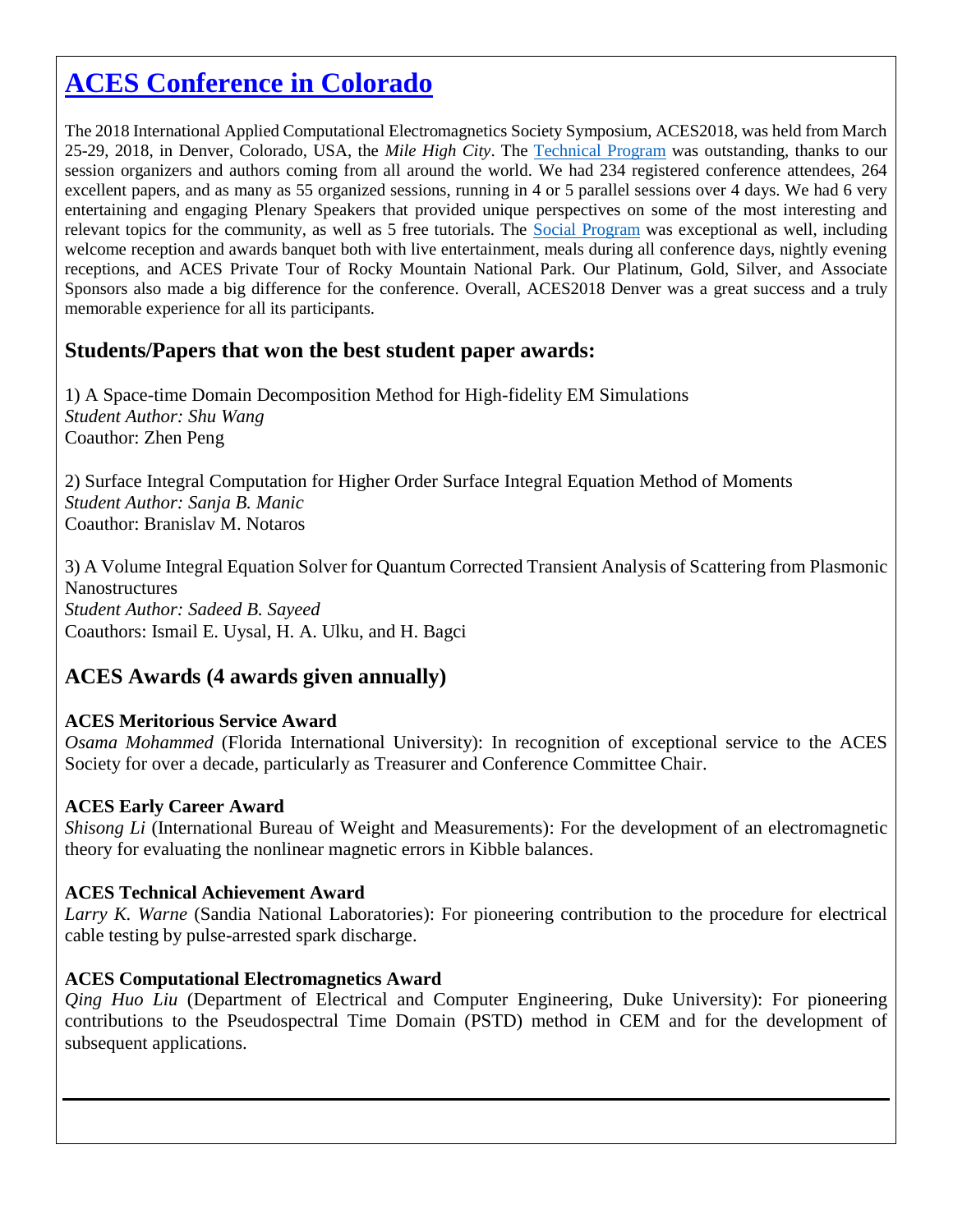# [ACES Conference in Colorado]

The 2018 International Applied Computational Electromagnetics Society Symposium, ACES2018, was held from March 25-29, 2018, in Denver, Colorado, USA, the *Mile High City*. The Technical Program was outstanding, thanks to our session organizers and authors coming from all around the world. We had 234 registered conference attendees, 264 excellent papers, and as many as 55 organized sessions, running in 4 or 5 parallel sessions over 4 days. We had 6 very entertaining and engaging Plenary Speakers that provided unique perspectives on some of the most interesting and relevant topics for the community, as well as 5 free tutorials. The Social Program was exceptional as well, including welcome reception and awards banquet both with live entertainment, meals during all conference days, nightly evening receptions, and ACES Private Tour of Rocky Mountain National Park. Our Platinum, Gold, Silver, and Associate Sponsors also made a big difference for the conference. Overall, ACES2018 Denver was a great success and a truly memorable experience for all its participants.

## Students/Papers that won the best student paper awards:

1) A Space-time Domain Decomposition Method for High-fidelity EM Simulations
*Student Author: Shu Wang*
Coauthor: Zhen Peng

2) Surface Integral Computation for Higher Order Surface Integral Equation Method of Moments
*Student Author: Sanja B. Manic*
Coauthor: Branislav M. Notaros

3) A Volume Integral Equation Solver for Quantum Corrected Transient Analysis of Scattering from Plasmonic Nanostructures
*Student Author: Sadeed B. Sayeed*
Coauthors: Ismail E. Uysal, H. A. Ulku, and H. Bagci

## ACES Awards (4 awards given annually)

**ACES Meritorious Service Award**
*Osama Mohammed* (Florida International University): In recognition of exceptional service to the ACES Society for over a decade, particularly as Treasurer and Conference Committee Chair.

**ACES Early Career Award**
*Shisong Li* (International Bureau of Weight and Measurements): For the development of an electromagnetic theory for evaluating the nonlinear magnetic errors in Kibble balances.

**ACES Technical Achievement Award**
*Larry K. Warne* (Sandia National Laboratories): For pioneering contribution to the procedure for electrical cable testing by pulse-arrested spark discharge.

**ACES Computational Electromagnetics Award**
*Qing Huo Liu* (Department of Electrical and Computer Engineering, Duke University): For pioneering contributions to the Pseudospectral Time Domain (PSTD) method in CEM and for the development of subsequent applications.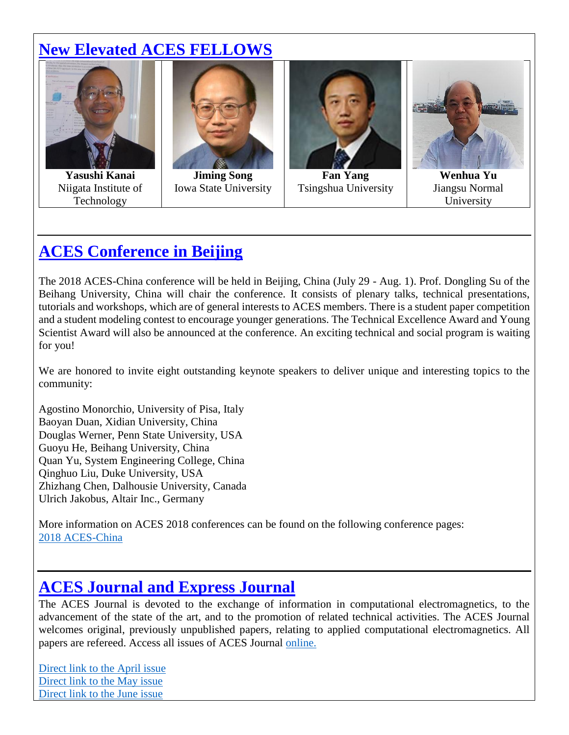## New Elevated ACES FELLOWS

| Yasushi Kanai | Jiming Song | Fan Yang | Wenhua Yu |
|---|---|---|---|
| Niigata Institute of Technology | Iowa State University | Tsingshua University | Jiangsu Normal University |

## ACES Conference in Beijing

The 2018 ACES-China conference will be held in Beijing, China (July 29 - Aug. 1). Prof. Dongling Su of the Beihang University, China will chair the conference. It consists of plenary talks, technical presentations, tutorials and workshops, which are of general interests to ACES members. There is a student paper competition and a student modeling contest to encourage younger generations. The Technical Excellence Award and Young Scientist Award will also be announced at the conference. An exciting technical and social program is waiting for you!

We are honored to invite eight outstanding keynote speakers to deliver unique and interesting topics to the community:

Agostino Monorchio, University of Pisa, Italy
Baoyan Duan, Xidian University, China
Douglas Werner, Penn State University, USA
Guoyu He, Beihang University, China
Quan Yu, System Engineering College, China
Qinghuo Liu, Duke University, USA
Zhizhang Chen, Dalhousie University, Canada
Ulrich Jakobus, Altair Inc., Germany

More information on ACES 2018 conferences can be found on the following conference pages:
2018 ACES-China

## ACES Journal and Express Journal

The ACES Journal is devoted to the exchange of information in computational electromagnetics, to the advancement of the state of the art, and to the promotion of related technical activities. The ACES Journal welcomes original, previously unpublished papers, relating to applied computational electromagnetics. All papers are refereed. Access all issues of ACES Journal online.

Direct link to the April issue
Direct link to the May issue
Direct link to the June issue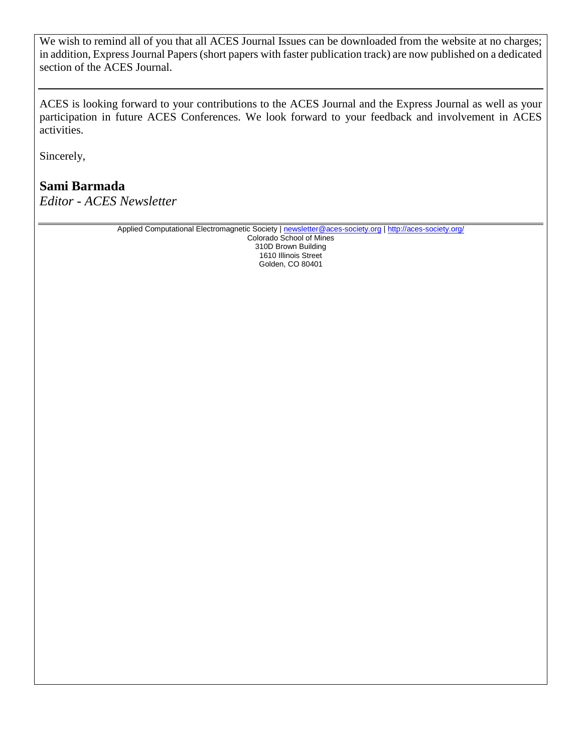We wish to remind all of you that all ACES Journal Issues can be downloaded from the website at no charges; in addition, Express Journal Papers (short papers with faster publication track) are now published on a dedicated section of the ACES Journal.

---

ACES is looking forward to your contributions to the ACES Journal and the Express Journal as well as your participation in future ACES Conferences. We look forward to your feedback and involvement in ACES activities.

Sincerely,

**Sami Barmada**
*Editor - ACES Newsletter*

---

Applied Computational Electromagnetic Society | newsletter@aces-society.org | http://aces-society.org/
Colorado School of Mines
310D Brown Building
1610 Illinois Street
Golden, CO 80401